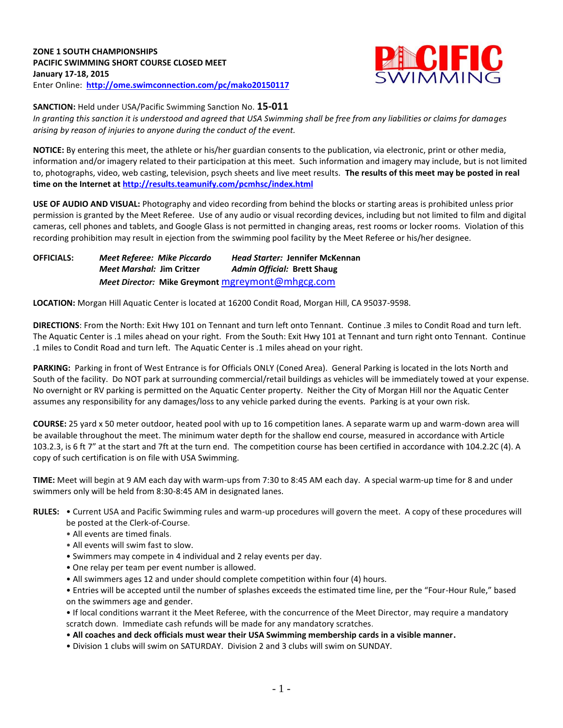**ZONE 1 SOUTH CHAMPIONSHIPS**
**PACIFIC SWIMMING SHORT COURSE CLOSED MEET**
**January 17-18, 2015**
Enter Online: **http://ome.swimconnection.com/pc/mako20150117**

**SANCTION:** Held under USA/Pacific Swimming Sanction No. **15-011**
*In granting this sanction it is understood and agreed that USA Swimming shall be free from any liabilities or claims for damages arising by reason of injuries to anyone during the conduct of the event.*

**NOTICE:** By entering this meet, the athlete or his/her guardian consents to the publication, via electronic, print or other media, information and/or imagery related to their participation at this meet. Such information and imagery may include, but is not limited to, photographs, video, web casting, television, psych sheets and live meet results. **The results of this meet may be posted in real time on the Internet at http://results.teamunify.com/pcmhsc/index.html**

**USE OF AUDIO AND VISUAL:** Photography and video recording from behind the blocks or starting areas is prohibited unless prior permission is granted by the Meet Referee. Use of any audio or visual recording devices, including but not limited to film and digital cameras, cell phones and tablets, and Google Glass is not permitted in changing areas, rest rooms or locker rooms. Violation of this recording prohibition may result in ejection from the swimming pool facility by the Meet Referee or his/her designee.

**OFFICIALS:**
***Meet Referee: Mike Piccardo*** ***Head Starter:*** **Jennifer McKennan**
***Meet Marshal:*** **Jim Critzer** ***Admin Official:*** **Brett Shaug**
***Meet Director:*** **Mike Greymont** mgreymont@mhgcg.com

**LOCATION:** Morgan Hill Aquatic Center is located at 16200 Condit Road, Morgan Hill, CA 95037-9598.

**DIRECTIONS**: From the North: Exit Hwy 101 on Tennant and turn left onto Tennant. Continue .3 miles to Condit Road and turn left. The Aquatic Center is .1 miles ahead on your right. From the South: Exit Hwy 101 at Tennant and turn right onto Tennant. Continue .1 miles to Condit Road and turn left. The Aquatic Center is .1 miles ahead on your right.

**PARKING:** Parking in front of West Entrance is for Officials ONLY (Coned Area). General Parking is located in the lots North and South of the facility. Do NOT park at surrounding commercial/retail buildings as vehicles will be immediately towed at your expense. No overnight or RV parking is permitted on the Aquatic Center property. Neither the City of Morgan Hill nor the Aquatic Center assumes any responsibility for any damages/loss to any vehicle parked during the events. Parking is at your own risk.

**COURSE:** 25 yard x 50 meter outdoor, heated pool with up to 16 competition lanes. A separate warm up and warm-down area will be available throughout the meet. The minimum water depth for the shallow end course, measured in accordance with Article 103.2.3, is 6 ft 7" at the start and 7ft at the turn end. The competition course has been certified in accordance with 104.2.2C (4). A copy of such certification is on file with USA Swimming.

**TIME:** Meet will begin at 9 AM each day with warm-ups from 7:30 to 8:45 AM each day. A special warm-up time for 8 and under swimmers only will be held from 8:30-8:45 AM in designated lanes.

**RULES:**
- Current USA and Pacific Swimming rules and warm-up procedures will govern the meet. A copy of these procedures will be posted at the Clerk-of-Course.
- All events are timed finals.
- All events will swim fast to slow.
- Swimmers may compete in 4 individual and 2 relay events per day.
- One relay per team per event number is allowed.
- All swimmers ages 12 and under should complete competition within four (4) hours.
- Entries will be accepted until the number of splashes exceeds the estimated time line, per the "Four-Hour Rule," based on the swimmers age and gender.
- If local conditions warrant it the Meet Referee, with the concurrence of the Meet Director, may require a mandatory scratch down. Immediate cash refunds will be made for any mandatory scratches.
- **All coaches and deck officials must wear their USA Swimming membership cards in a visible manner.**
- Division 1 clubs will swim on SATURDAY. Division 2 and 3 clubs will swim on SUNDAY.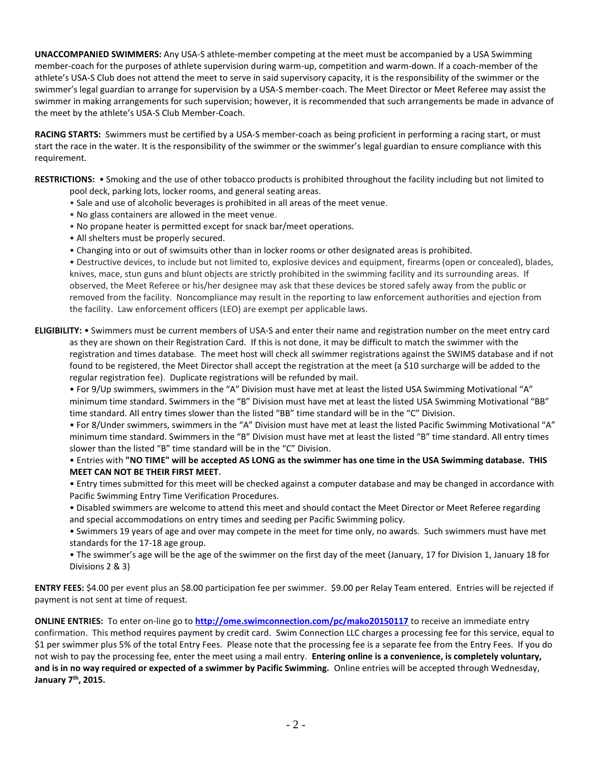**UNACCOMPANIED SWIMMERS:** Any USA-S athlete-member competing at the meet must be accompanied by a USA Swimming member-coach for the purposes of athlete supervision during warm-up, competition and warm-down. If a coach-member of the athlete's USA-S Club does not attend the meet to serve in said supervisory capacity, it is the responsibility of the swimmer or the swimmer's legal guardian to arrange for supervision by a USA-S member-coach. The Meet Director or Meet Referee may assist the swimmer in making arrangements for such supervision; however, it is recommended that such arrangements be made in advance of the meet by the athlete's USA-S Club Member-Coach.

**RACING STARTS:** Swimmers must be certified by a USA-S member-coach as being proficient in performing a racing start, or must start the race in the water. It is the responsibility of the swimmer or the swimmer's legal guardian to ensure compliance with this requirement.

**RESTRICTIONS:**
- Smoking and the use of other tobacco products is prohibited throughout the facility including but not limited to pool deck, parking lots, locker rooms, and general seating areas.
- Sale and use of alcoholic beverages is prohibited in all areas of the meet venue.
- No glass containers are allowed in the meet venue.
- No propane heater is permitted except for snack bar/meet operations.
- All shelters must be properly secured.
- Changing into or out of swimsuits other than in locker rooms or other designated areas is prohibited.
- Destructive devices, to include but not limited to, explosive devices and equipment, firearms (open or concealed), blades, knives, mace, stun guns and blunt objects are strictly prohibited in the swimming facility and its surrounding areas. If observed, the Meet Referee or his/her designee may ask that these devices be stored safely away from the public or removed from the facility. Noncompliance may result in the reporting to law enforcement authorities and ejection from the facility. Law enforcement officers (LEO) are exempt per applicable laws.

**ELIGIBILITY:**
- Swimmers must be current members of USA-S and enter their name and registration number on the meet entry card as they are shown on their Registration Card. If this is not done, it may be difficult to match the swimmer with the registration and times database. The meet host will check all swimmer registrations against the SWIMS database and if not found to be registered, the Meet Director shall accept the registration at the meet (a $10 surcharge will be added to the regular registration fee). Duplicate registrations will be refunded by mail.
- For 9/Up swimmers, swimmers in the "A" Division must have met at least the listed USA Swimming Motivational "A" minimum time standard. Swimmers in the "B" Division must have met at least the listed USA Swimming Motivational "BB" time standard. All entry times slower than the listed "BB" time standard will be in the "C" Division.
- For 8/Under swimmers, swimmers in the "A" Division must have met at least the listed Pacific Swimming Motivational "A" minimum time standard. Swimmers in the "B" Division must have met at least the listed "B" time standard. All entry times slower than the listed "B" time standard will be in the "C" Division.
- Entries with **"NO TIME" will be accepted AS LONG as the swimmer has one time in the USA Swimming database. THIS MEET CAN NOT BE THEIR FIRST MEET.**
- Entry times submitted for this meet will be checked against a computer database and may be changed in accordance with Pacific Swimming Entry Time Verification Procedures.
- Disabled swimmers are welcome to attend this meet and should contact the Meet Director or Meet Referee regarding and special accommodations on entry times and seeding per Pacific Swimming policy.
- Swimmers 19 years of age and over may compete in the meet for time only, no awards. Such swimmers must have met standards for the 17-18 age group.
- The swimmer's age will be the age of the swimmer on the first day of the meet (January, 17 for Division 1, January 18 for Divisions 2 & 3)

**ENTRY FEES:** $4.00 per event plus an $8.00 participation fee per swimmer. $9.00 per Relay Team entered. Entries will be rejected if payment is not sent at time of request.

**ONLINE ENTRIES:** To enter on-line go to **http://ome.swimconnection.com/pc/mako20150117** to receive an immediate entry confirmation. This method requires payment by credit card. Swim Connection LLC charges a processing fee for this service, equal to $1 per swimmer plus 5% of the total Entry Fees. Please note that the processing fee is a separate fee from the Entry Fees. If you do not wish to pay the processing fee, enter the meet using a mail entry. **Entering online is a convenience, is completely voluntary, and is in no way required or expected of a swimmer by Pacific Swimming.** Online entries will be accepted through Wednesday, **January 7th, 2015.**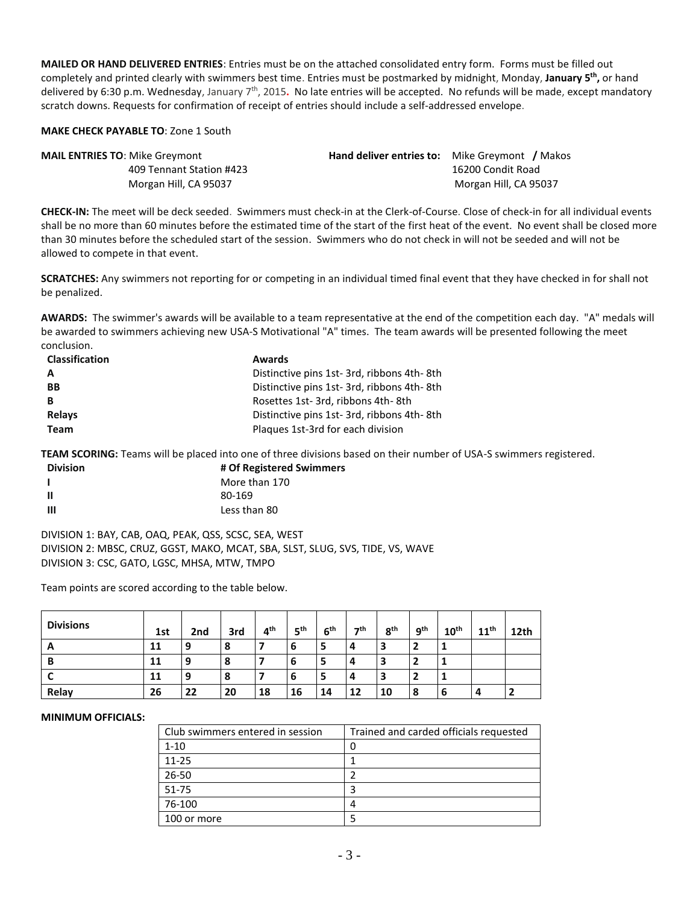**MAILED OR HAND DELIVERED ENTRIES**: Entries must be on the attached consolidated entry form. Forms must be filled out completely and printed clearly with swimmers best time. Entries must be postmarked by midnight, Monday, **January 5th,** or hand delivered by 6:30 p.m. Wednesday, January 7th, 2015**.** No late entries will be accepted. No refunds will be made, except mandatory scratch downs. Requests for confirmation of receipt of entries should include a self-addressed envelope.

**MAKE CHECK PAYABLE TO**: Zone 1 South

**MAIL ENTRIES TO**: Mike Greymont
409 Tennant Station #423
Morgan Hill, CA 95037

**Hand deliver entries to:** Mike Greymont **/** Makos
16200 Condit Road
Morgan Hill, CA 95037

**CHECK-IN:** The meet will be deck seeded. Swimmers must check-in at the Clerk-of-Course. Close of check-in for all individual events shall be no more than 60 minutes before the estimated time of the start of the first heat of the event. No event shall be closed more than 30 minutes before the scheduled start of the session. Swimmers who do not check in will not be seeded and will not be allowed to compete in that event.

**SCRATCHES:** Any swimmers not reporting for or competing in an individual timed final event that they have checked in for shall not be penalized.

**AWARDS:** The swimmer's awards will be available to a team representative at the end of the competition each day. "A" medals will be awarded to swimmers achieving new USA-S Motivational "A" times. The team awards will be presented following the meet conclusion.

| Classification | Awards |
|---|---|
| A | Distinctive pins 1st- 3rd, ribbons 4th- 8th |
| BB | Distinctive pins 1st- 3rd, ribbons 4th- 8th |
| B | Rosettes 1st- 3rd, ribbons 4th- 8th |
| Relays | Distinctive pins 1st- 3rd, ribbons 4th- 8th |
| Team | Plaques 1st-3rd for each division |

**TEAM SCORING:** Teams will be placed into one of three divisions based on their number of USA-S swimmers registered.

| Division | # Of Registered Swimmers |
|---|---|
| I | More than 170 |
| II | 80-169 |
| III | Less than 80 |

DIVISION 1: BAY, CAB, OAQ, PEAK, QSS, SCSC, SEA, WEST
DIVISION 2: MBSC, CRUZ, GGST, MAKO, MCAT, SBA, SLST, SLUG, SVS, TIDE, VS, WAVE
DIVISION 3: CSC, GATO, LGSC, MHSA, MTW, TMPO

Team points are scored according to the table below.

| Divisions | 1st | 2nd | 3rd | 4th | 5th | 6th | 7th | 8th | 9th | 10th | 11th | 12th |
|---|---|---|---|---|---|---|---|---|---|---|---|---|
| A | 11 | 9 | 8 | 7 | 6 | 5 | 4 | 3 | 2 | 1 | | |
| B | 11 | 9 | 8 | 7 | 6 | 5 | 4 | 3 | 2 | 1 | | |
| C | 11 | 9 | 8 | 7 | 6 | 5 | 4 | 3 | 2 | 1 | | |
| Relay | 26 | 22 | 20 | 18 | 16 | 14 | 12 | 10 | 8 | 6 | 4 | 2 |

**MINIMUM OFFICIALS:**

| Club swimmers entered in session | Trained and carded officials requested |
|---|---|
| 1-10 | 0 |
| 11-25 | 1 |
| 26-50 | 2 |
| 51-75 | 3 |
| 76-100 | 4 |
| 100 or more | 5 |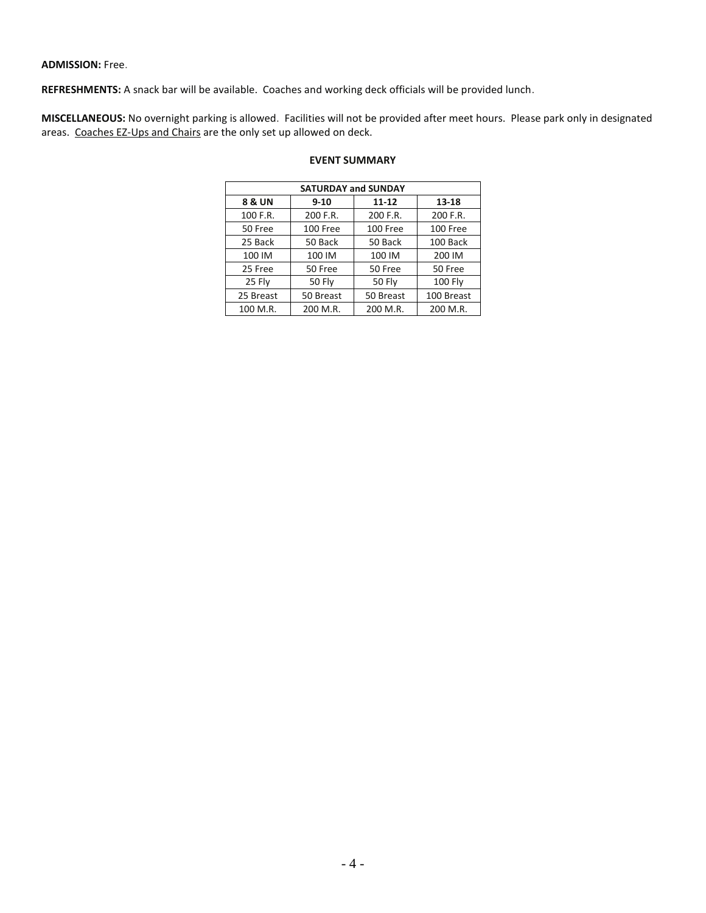**ADMISSION:** Free.

**REFRESHMENTS:** A snack bar will be available. Coaches and working deck officials will be provided lunch.

**MISCELLANEOUS:** No overnight parking is allowed. Facilities will not be provided after meet hours. Please park only in designated areas. Coaches EZ-Ups and Chairs are the only set up allowed on deck.

**EVENT SUMMARY**

| SATURDAY and SUNDAY | | | |
|---|---|---|---|
| **8 & UN** | **9-10** | **11-12** | **13-18** |
| 100 F.R. | 200 F.R. | 200 F.R. | 200 F.R. |
| 50 Free | 100 Free | 100 Free | 100 Free |
| 25 Back | 50 Back | 50 Back | 100 Back |
| 100 IM | 100 IM | 100 IM | 200 IM |
| 25 Free | 50 Free | 50 Free | 50 Free |
| 25 Fly | 50 Fly | 50 Fly | 100 Fly |
| 25 Breast | 50 Breast | 50 Breast | 100 Breast |
| 100 M.R. | 200 M.R. | 200 M.R. | 200 M.R. |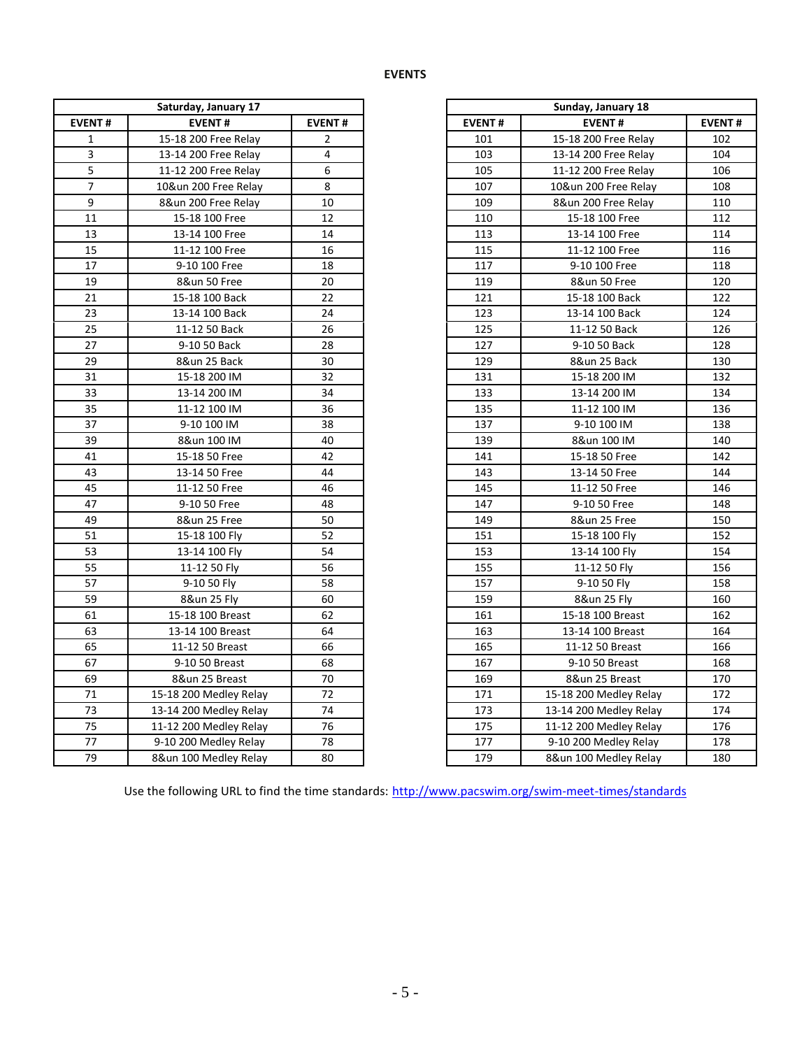## EVENTS

| Saturday, January 17 | | |
|---|---|---|
| **EVENT #** | **EVENT #** | **EVENT #** |
| 1 | 15-18 200 Free Relay | 2 |
| 3 | 13-14 200 Free Relay | 4 |
| 5 | 11-12 200 Free Relay | 6 |
| 7 | 10&un 200 Free Relay | 8 |
| 9 | 8&un 200 Free Relay | 10 |
| 11 | 15-18 100 Free | 12 |
| 13 | 13-14 100 Free | 14 |
| 15 | 11-12 100 Free | 16 |
| 17 | 9-10 100 Free | 18 |
| 19 | 8&un 50 Free | 20 |
| 21 | 15-18 100 Back | 22 |
| 23 | 13-14 100 Back | 24 |
| 25 | 11-12 50 Back | 26 |
| 27 | 9-10 50 Back | 28 |
| 29 | 8&un 25 Back | 30 |
| 31 | 15-18 200 IM | 32 |
| 33 | 13-14 200 IM | 34 |
| 35 | 11-12 100 IM | 36 |
| 37 | 9-10 100 IM | 38 |
| 39 | 8&un 100 IM | 40 |
| 41 | 15-18 50 Free | 42 |
| 43 | 13-14 50 Free | 44 |
| 45 | 11-12 50 Free | 46 |
| 47 | 9-10 50 Free | 48 |
| 49 | 8&un 25 Free | 50 |
| 51 | 15-18 100 Fly | 52 |
| 53 | 13-14 100 Fly | 54 |
| 55 | 11-12 50 Fly | 56 |
| 57 | 9-10 50 Fly | 58 |
| 59 | 8&un 25 Fly | 60 |
| 61 | 15-18 100 Breast | 62 |
| 63 | 13-14 100 Breast | 64 |
| 65 | 11-12 50 Breast | 66 |
| 67 | 9-10 50 Breast | 68 |
| 69 | 8&un 25 Breast | 70 |
| 71 | 15-18 200 Medley Relay | 72 |
| 73 | 13-14 200 Medley Relay | 74 |
| 75 | 11-12 200 Medley Relay | 76 |
| 77 | 9-10 200 Medley Relay | 78 |
| 79 | 8&un 100 Medley Relay | 80 |

| Sunday, January 18 | | |
|---|---|---|
| **EVENT #** | **EVENT #** | **EVENT #** |
| 101 | 15-18 200 Free Relay | 102 |
| 103 | 13-14 200 Free Relay | 104 |
| 105 | 11-12 200 Free Relay | 106 |
| 107 | 10&un 200 Free Relay | 108 |
| 109 | 8&un 200 Free Relay | 110 |
| 110 | 15-18 100 Free | 112 |
| 113 | 13-14 100 Free | 114 |
| 115 | 11-12 100 Free | 116 |
| 117 | 9-10 100 Free | 118 |
| 119 | 8&un 50 Free | 120 |
| 121 | 15-18 100 Back | 122 |
| 123 | 13-14 100 Back | 124 |
| 125 | 11-12 50 Back | 126 |
| 127 | 9-10 50 Back | 128 |
| 129 | 8&un 25 Back | 130 |
| 131 | 15-18 200 IM | 132 |
| 133 | 13-14 200 IM | 134 |
| 135 | 11-12 100 IM | 136 |
| 137 | 9-10 100 IM | 138 |
| 139 | 8&un 100 IM | 140 |
| 141 | 15-18 50 Free | 142 |
| 143 | 13-14 50 Free | 144 |
| 145 | 11-12 50 Free | 146 |
| 147 | 9-10 50 Free | 148 |
| 149 | 8&un 25 Free | 150 |
| 151 | 15-18 100 Fly | 152 |
| 153 | 13-14 100 Fly | 154 |
| 155 | 11-12 50 Fly | 156 |
| 157 | 9-10 50 Fly | 158 |
| 159 | 8&un 25 Fly | 160 |
| 161 | 15-18 100 Breast | 162 |
| 163 | 13-14 100 Breast | 164 |
| 165 | 11-12 50 Breast | 166 |
| 167 | 9-10 50 Breast | 168 |
| 169 | 8&un 25 Breast | 170 |
| 171 | 15-18 200 Medley Relay | 172 |
| 173 | 13-14 200 Medley Relay | 174 |
| 175 | 11-12 200 Medley Relay | 176 |
| 177 | 9-10 200 Medley Relay | 178 |
| 179 | 8&un 100 Medley Relay | 180 |

Use the following URL to find the time standards: http://www.pacswim.org/swim-meet-times/standards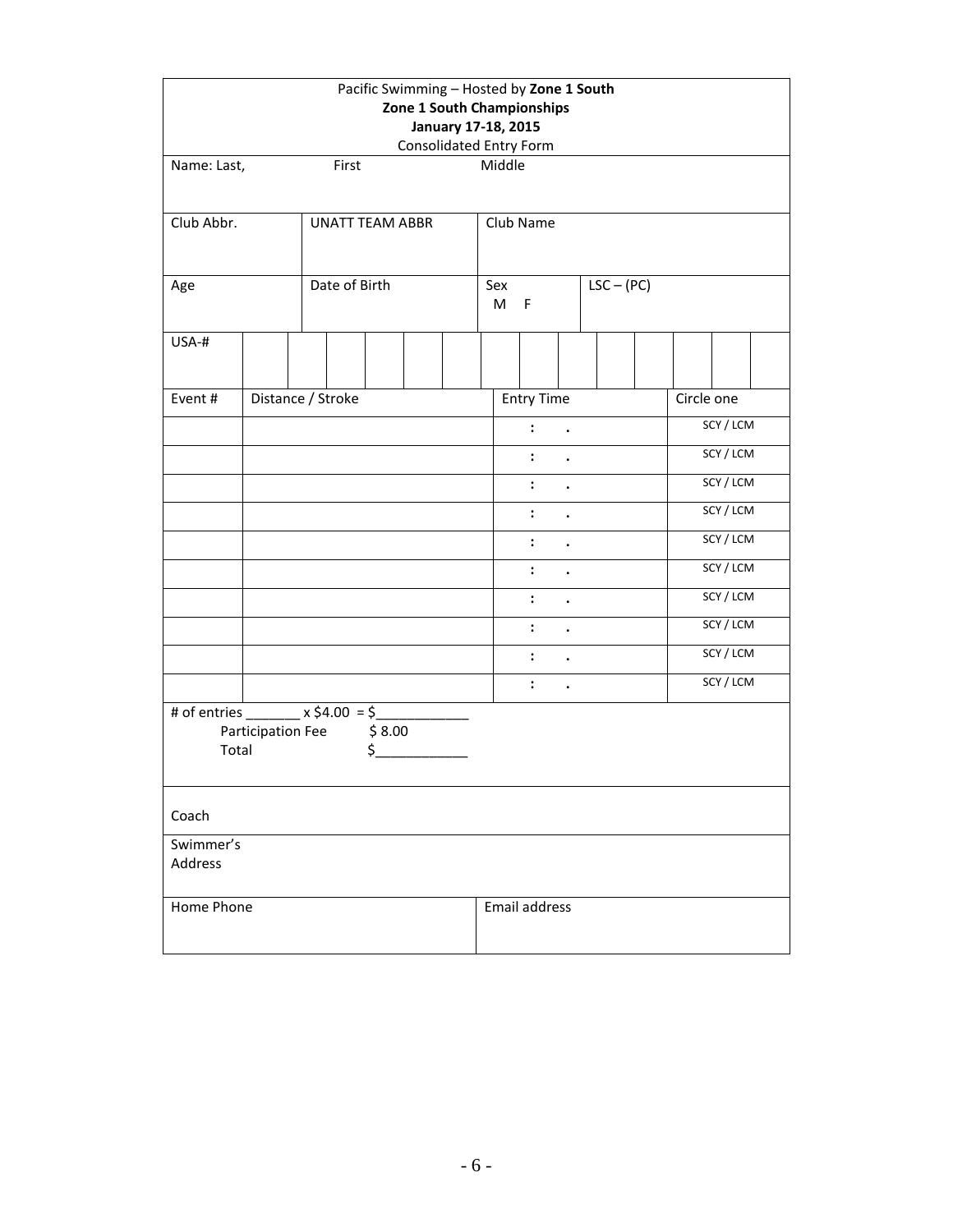Pacific Swimming – Hosted by **Zone 1 South**

**Zone 1 South Championships**

**January 17-18, 2015**

Consolidated Entry Form

| Name: Last, | First | Middle | | |
|---|---|---|---|---|
| Club Abbr. | UNATT TEAM ABBR | Club Name | | |
| Age | Date of Birth | Sex M F | LSC – (PC) | |
| USA-# | | | | |

| Event # | Distance / Stroke | Entry Time | Circle one |
|---|---|---|---|
| | | : . | SCY / LCM |
| | | : . | SCY / LCM |
| | | : . | SCY / LCM |
| | | : . | SCY / LCM |
| | | : . | SCY / LCM |
| | | : . | SCY / LCM |
| | | : . | SCY / LCM |
| | | : . | SCY / LCM |
| | | : . | SCY / LCM |
| | | : . | SCY / LCM |

# of entries _______ x $4.00 = $____________

Participation Fee $ 8.00

Total $____________

| | |
|---|---|
| Coach | |
| Swimmer's Address | |
| Home Phone | Email address |